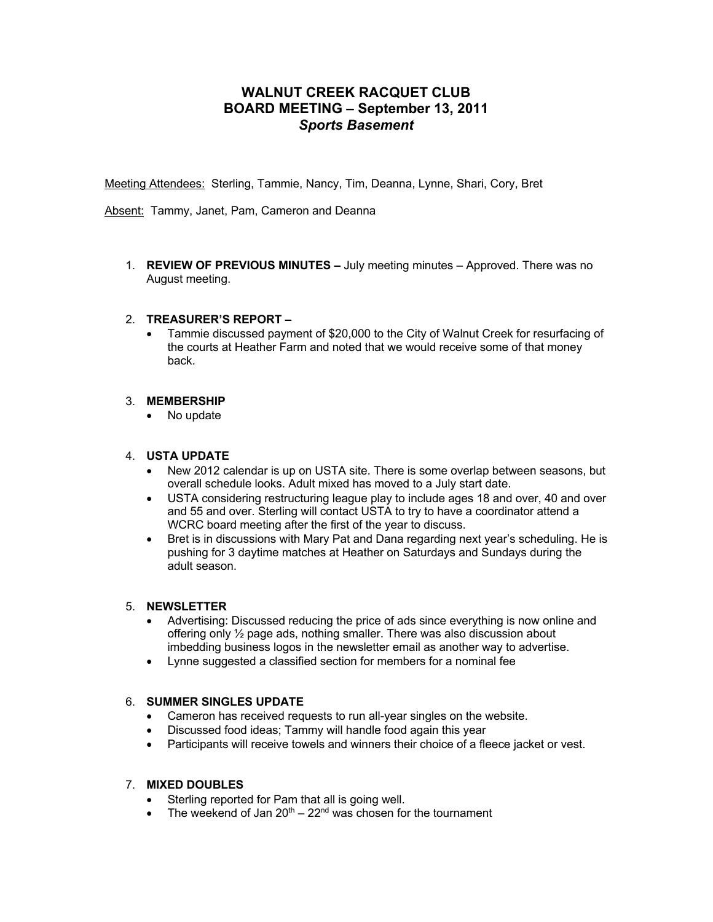# WALNUT CREEK RACQUET CLUB
# BOARD MEETING – September 13, 2011
### *Sports Basement*

Meeting Attendees: Sterling, Tammie, Nancy, Tim, Deanna, Lynne, Shari, Cory, Bret

Absent: Tammy, Janet, Pam, Cameron and Deanna

1. **REVIEW OF PREVIOUS MINUTES –** July meeting minutes – Approved. There was no August meeting.

2. **TREASURER'S REPORT –**
   - Tammie discussed payment of $20,000 to the City of Walnut Creek for resurfacing of the courts at Heather Farm and noted that we would receive some of that money back.

3. **MEMBERSHIP**
   - No update

4. **USTA UPDATE**
   - New 2012 calendar is up on USTA site. There is some overlap between seasons, but overall schedule looks. Adult mixed has moved to a July start date.
   - USTA considering restructuring league play to include ages 18 and over, 40 and over and 55 and over. Sterling will contact USTA to try to have a coordinator attend a WCRC board meeting after the first of the year to discuss.
   - Bret is in discussions with Mary Pat and Dana regarding next year's scheduling. He is pushing for 3 daytime matches at Heather on Saturdays and Sundays during the adult season.

5. **NEWSLETTER**
   - Advertising: Discussed reducing the price of ads since everything is now online and offering only ½ page ads, nothing smaller. There was also discussion about imbedding business logos in the newsletter email as another way to advertise.
   - Lynne suggested a classified section for members for a nominal fee

6. **SUMMER SINGLES UPDATE**
   - Cameron has received requests to run all-year singles on the website.
   - Discussed food ideas; Tammy will handle food again this year
   - Participants will receive towels and winners their choice of a fleece jacket or vest.

7. **MIXED DOUBLES**
   - Sterling reported for Pam that all is going well.
   - The weekend of Jan 20th – 22nd was chosen for the tournament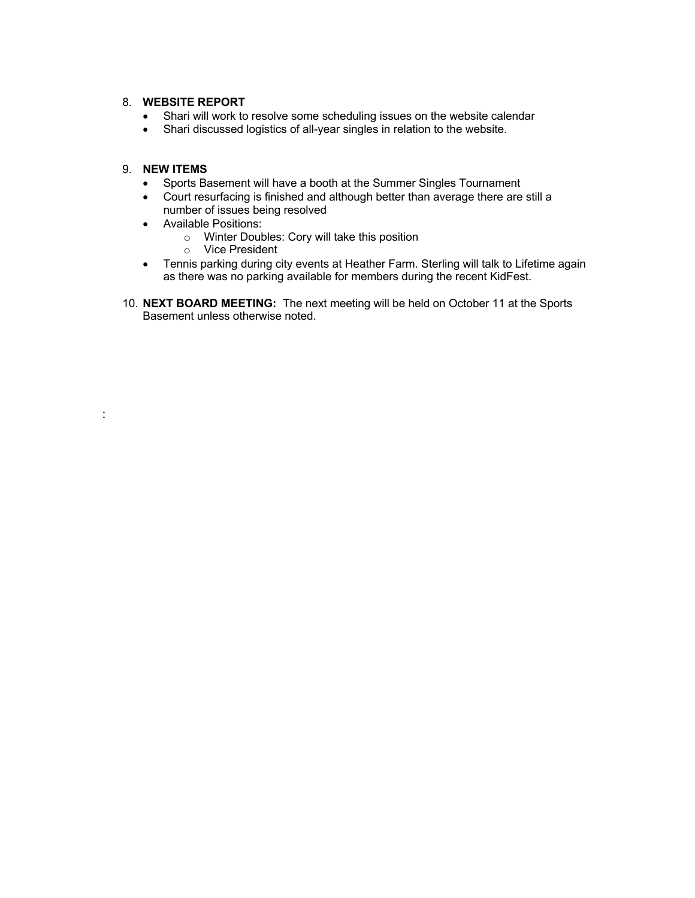8. **WEBSITE REPORT**
   - Shari will work to resolve some scheduling issues on the website calendar
   - Shari discussed logistics of all-year singles in relation to the website.

9. **NEW ITEMS**
   - Sports Basement will have a booth at the Summer Singles Tournament
   - Court resurfacing is finished and although better than average there are still a number of issues being resolved
   - Available Positions:
     - Winter Doubles: Cory will take this position
     - Vice President
   - Tennis parking during city events at Heather Farm. Sterling will talk to Lifetime again as there was no parking available for members during the recent KidFest.

10. **NEXT BOARD MEETING:** The next meeting will be held on October 11 at the Sports Basement unless otherwise noted.

: